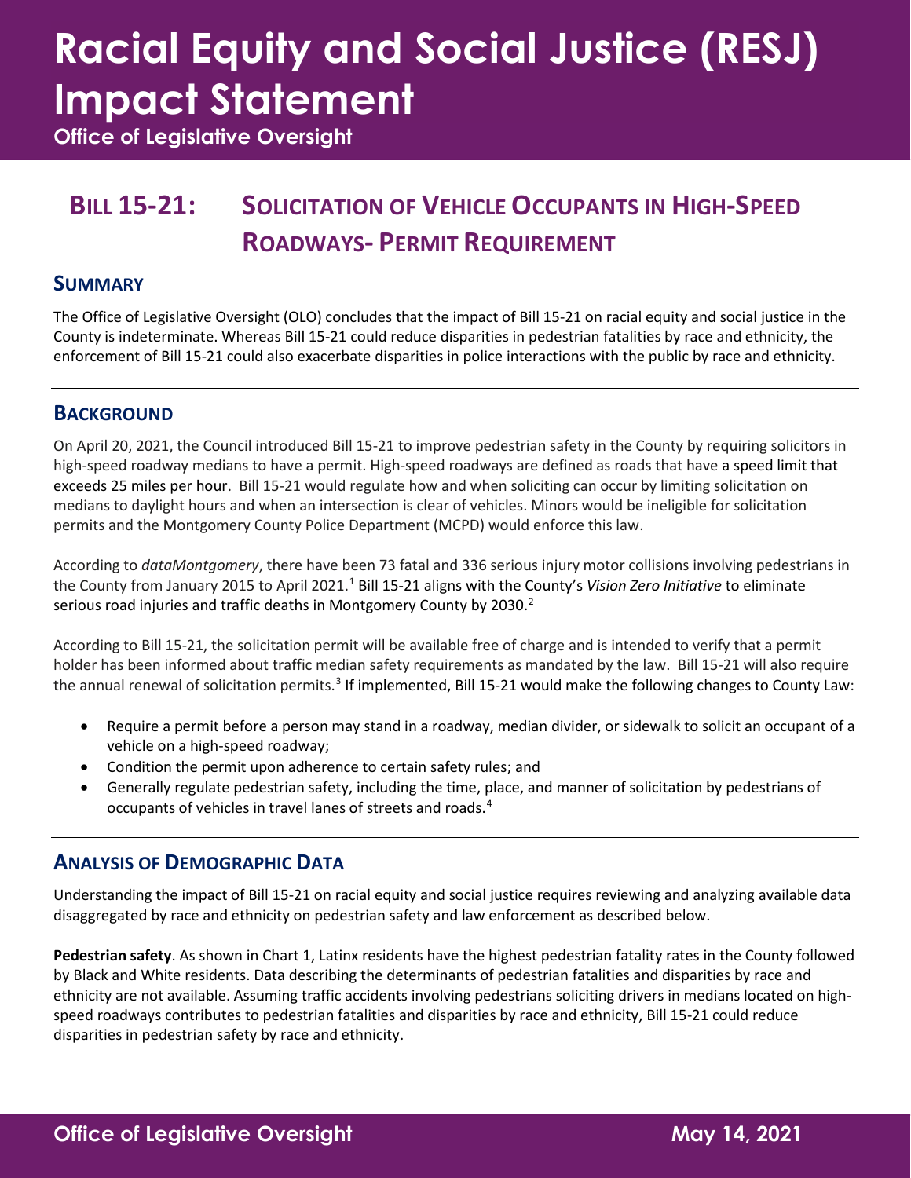# Racial Equity and Social Justice (RESJ) Impact Statement

**Office of Legislative Oversight**

## BILL 15-21: SOLICITATION OF VEHICLE OCCUPANTS IN HIGH-SPEED ROADWAYS- PERMIT REQUIREMENT

### SUMMARY

The Office of Legislative Oversight (OLO) concludes that the impact of Bill 15-21 on racial equity and social justice in the County is indeterminate. Whereas Bill 15-21 could reduce disparities in pedestrian fatalities by race and ethnicity, the enforcement of Bill 15-21 could also exacerbate disparities in police interactions with the public by race and ethnicity.

### BACKGROUND

On April 20, 2021, the Council introduced Bill 15-21 to improve pedestrian safety in the County by requiring solicitors in high-speed roadway medians to have a permit. High-speed roadways are defined as roads that have a speed limit that exceeds 25 miles per hour. Bill 15-21 would regulate how and when soliciting can occur by limiting solicitation on medians to daylight hours and when an intersection is clear of vehicles. Minors would be ineligible for solicitation permits and the Montgomery County Police Department (MCPD) would enforce this law.

According to *dataMontgomery*, there have been 73 fatal and 336 serious injury motor collisions involving pedestrians in the County from January 2015 to April 2021.[1] Bill 15-21 aligns with the County's *Vision Zero Initiative* to eliminate serious road injuries and traffic deaths in Montgomery County by 2030.[2]

According to Bill 15-21, the solicitation permit will be available free of charge and is intended to verify that a permit holder has been informed about traffic median safety requirements as mandated by the law. Bill 15-21 will also require the annual renewal of solicitation permits.[3] If implemented, Bill 15-21 would make the following changes to County Law:

- Require a permit before a person may stand in a roadway, median divider, or sidewalk to solicit an occupant of a vehicle on a high-speed roadway;
- Condition the permit upon adherence to certain safety rules; and
- Generally regulate pedestrian safety, including the time, place, and manner of solicitation by pedestrians of occupants of vehicles in travel lanes of streets and roads.[4]

### ANALYSIS OF DEMOGRAPHIC DATA

Understanding the impact of Bill 15-21 on racial equity and social justice requires reviewing and analyzing available data disaggregated by race and ethnicity on pedestrian safety and law enforcement as described below.

**Pedestrian safety**. As shown in Chart 1, Latinx residents have the highest pedestrian fatality rates in the County followed by Black and White residents. Data describing the determinants of pedestrian fatalities and disparities by race and ethnicity are not available. Assuming traffic accidents involving pedestrians soliciting drivers in medians located on high-speed roadways contributes to pedestrian fatalities and disparities by race and ethnicity, Bill 15-21 could reduce disparities in pedestrian safety by race and ethnicity.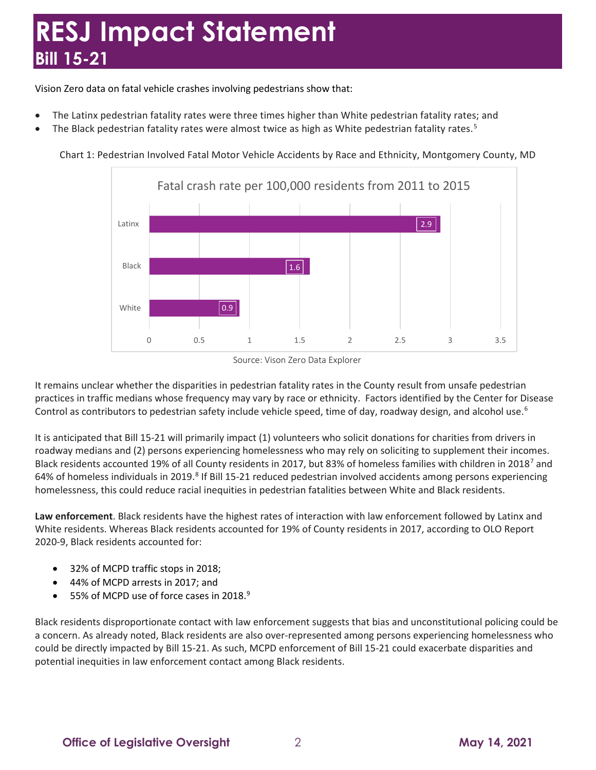Vision Zero data on fatal vehicle crashes involving pedestrians show that:

- The Latinx pedestrian fatality rates were three times higher than White pedestrian fatality rates; and
- The Black pedestrian fatality rates were almost twice as high as White pedestrian fatality rates.[5]

Chart 1: Pedestrian Involved Fatal Motor Vehicle Accidents by Race and Ethnicity, Montgomery County, MD

Fatal crash rate per 100,000 residents from 2011 to 2015

| Race/Ethnicity | Rate |
|---|---|
| Latinx | 2.9 |
| Black | 1.6 |
| White | 0.9 |

Source: Vison Zero Data Explorer

It remains unclear whether the disparities in pedestrian fatality rates in the County result from unsafe pedestrian practices in traffic medians whose frequency may vary by race or ethnicity. Factors identified by the Center for Disease Control as contributors to pedestrian safety include vehicle speed, time of day, roadway design, and alcohol use.[6]

It is anticipated that Bill 15-21 will primarily impact (1) volunteers who solicit donations for charities from drivers in roadway medians and (2) persons experiencing homelessness who may rely on soliciting to supplement their incomes. Black residents accounted 19% of all County residents in 2017, but 83% of homeless families with children in 2018[7] and 64% of homeless individuals in 2019.[8] If Bill 15-21 reduced pedestrian involved accidents among persons experiencing homelessness, this could reduce racial inequities in pedestrian fatalities between White and Black residents.

**Law enforcement**. Black residents have the highest rates of interaction with law enforcement followed by Latinx and White residents. Whereas Black residents accounted for 19% of County residents in 2017, according to OLO Report 2020-9, Black residents accounted for:

- 32% of MCPD traffic stops in 2018;
- 44% of MCPD arrests in 2017; and
- 55% of MCPD use of force cases in 2018.[9]

Black residents disproportionate contact with law enforcement suggests that bias and unconstitutional policing could be a concern. As already noted, Black residents are also over-represented among persons experiencing homelessness who could be directly impacted by Bill 15-21. As such, MCPD enforcement of Bill 15-21 could exacerbate disparities and potential inequities in law enforcement contact among Black residents.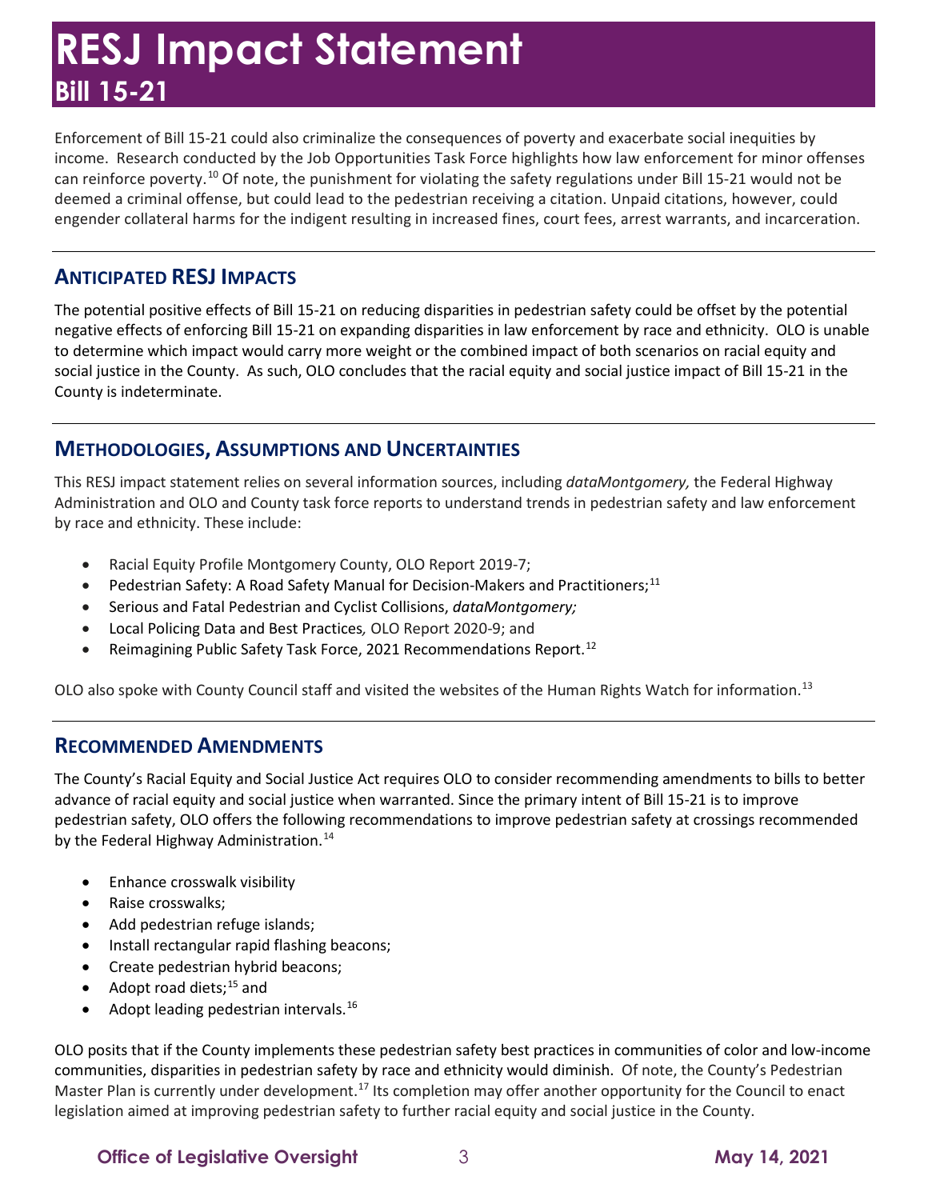Enforcement of Bill 15-21 could also criminalize the consequences of poverty and exacerbate social inequities by income. Research conducted by the Job Opportunities Task Force highlights how law enforcement for minor offenses can reinforce poverty.[10] Of note, the punishment for violating the safety regulations under Bill 15-21 would not be deemed a criminal offense, but could lead to the pedestrian receiving a citation. Unpaid citations, however, could engender collateral harms for the indigent resulting in increased fines, court fees, arrest warrants, and incarceration.

## ANTICIPATED RESJ IMPACTS

The potential positive effects of Bill 15-21 on reducing disparities in pedestrian safety could be offset by the potential negative effects of enforcing Bill 15-21 on expanding disparities in law enforcement by race and ethnicity. OLO is unable to determine which impact would carry more weight or the combined impact of both scenarios on racial equity and social justice in the County. As such, OLO concludes that the racial equity and social justice impact of Bill 15-21 in the County is indeterminate.

## METHODOLOGIES, ASSUMPTIONS AND UNCERTAINTIES

This RESJ impact statement relies on several information sources, including *dataMontgomery,* the Federal Highway Administration and OLO and County task force reports to understand trends in pedestrian safety and law enforcement by race and ethnicity. These include:

- Racial Equity Profile Montgomery County, OLO Report 2019-7;
- Pedestrian Safety: A Road Safety Manual for Decision-Makers and Practitioners;[11]
- Serious and Fatal Pedestrian and Cyclist Collisions, *dataMontgomery;*
- Local Policing Data and Best Practices*,* OLO Report 2020-9; and
- Reimagining Public Safety Task Force, 2021 Recommendations Report.[12]

OLO also spoke with County Council staff and visited the websites of the Human Rights Watch for information.[13]

## RECOMMENDED AMENDMENTS

The County's Racial Equity and Social Justice Act requires OLO to consider recommending amendments to bills to better advance of racial equity and social justice when warranted. Since the primary intent of Bill 15-21 is to improve pedestrian safety, OLO offers the following recommendations to improve pedestrian safety at crossings recommended by the Federal Highway Administration.[14]

- Enhance crosswalk visibility
- Raise crosswalks;
- Add pedestrian refuge islands;
- Install rectangular rapid flashing beacons;
- Create pedestrian hybrid beacons;
- Adopt road diets;[15] and
- Adopt leading pedestrian intervals.[16]

OLO posits that if the County implements these pedestrian safety best practices in communities of color and low-income communities, disparities in pedestrian safety by race and ethnicity would diminish. Of note, the County's Pedestrian Master Plan is currently under development.[17] Its completion may offer another opportunity for the Council to enact legislation aimed at improving pedestrian safety to further racial equity and social justice in the County.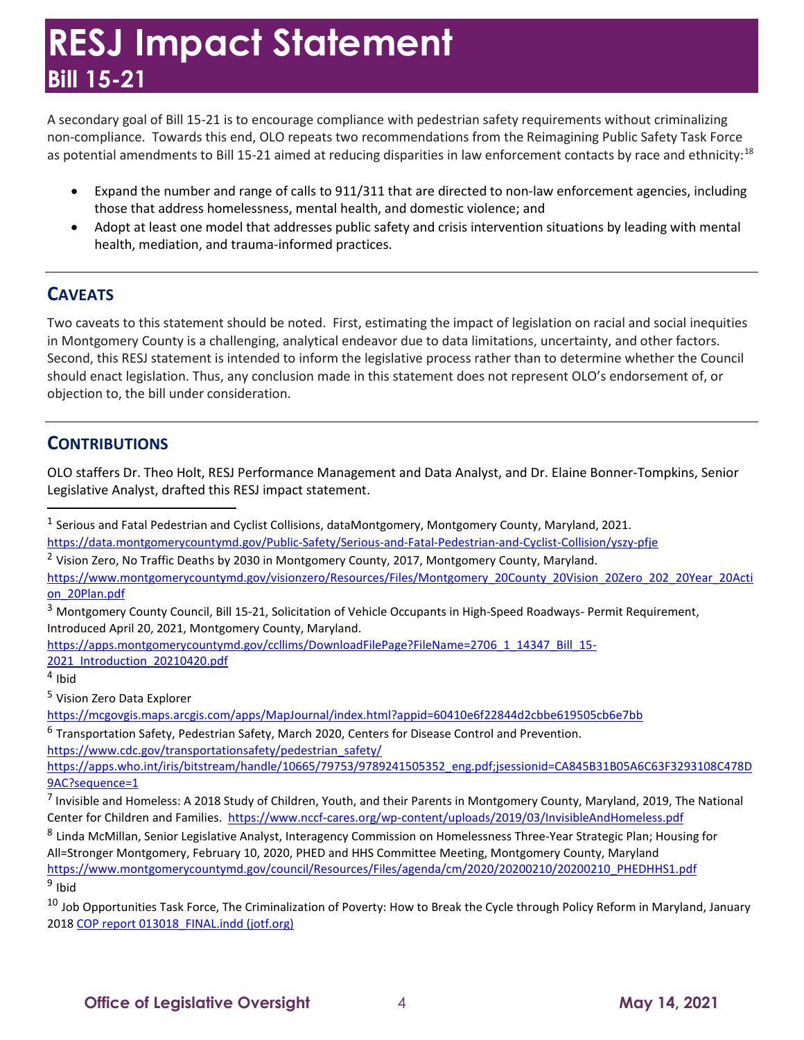# RESJ Impact Statement
## Bill 15-21

A secondary goal of Bill 15-21 is to encourage compliance with pedestrian safety requirements without criminalizing non-compliance. Towards this end, OLO repeats two recommendations from the Reimagining Public Safety Task Force as potential amendments to Bill 15-21 aimed at reducing disparities in law enforcement contacts by race and ethnicity:[18]

- Expand the number and range of calls to 911/311 that are directed to non-law enforcement agencies, including those that address homelessness, mental health, and domestic violence; and
- Adopt at least one model that addresses public safety and crisis intervention situations by leading with mental health, mediation, and trauma-informed practices.

## CAVEATS

Two caveats to this statement should be noted. First, estimating the impact of legislation on racial and social inequities in Montgomery County is a challenging, analytical endeavor due to data limitations, uncertainty, and other factors. Second, this RESJ statement is intended to inform the legislative process rather than to determine whether the Council should enact legislation. Thus, any conclusion made in this statement does not represent OLO's endorsement of, or objection to, the bill under consideration.

## CONTRIBUTIONS

OLO staffers Dr. Theo Holt, RESJ Performance Management and Data Analyst, and Dr. Elaine Bonner-Tompkins, Senior Legislative Analyst, drafted this RESJ impact statement.

---

[1] Serious and Fatal Pedestrian and Cyclist Collisions, dataMontgomery, Montgomery County, Maryland, 2021. https://data.montgomerycountymd.gov/Public-Safety/Serious-and-Fatal-Pedestrian-and-Cyclist-Collision/yszy-pfje

[2] Vision Zero, No Traffic Deaths by 2030 in Montgomery County, 2017, Montgomery County, Maryland. https://www.montgomerycountymd.gov/visionzero/Resources/Files/Montgomery_20County_20Vision_20Zero_202_20Year_20Action_20Plan.pdf

[3] Montgomery County Council, Bill 15-21, Solicitation of Vehicle Occupants in High-Speed Roadways- Permit Requirement, Introduced April 20, 2021, Montgomery County, Maryland. https://apps.montgomerycountymd.gov/ccllims/DownloadFilePage?FileName=2706_1_14347_Bill_15-2021_Introduction_20210420.pdf

[4] Ibid

[5] Vision Zero Data Explorer https://mcgovgis.maps.arcgis.com/apps/MapJournal/index.html?appid=60410e6f22844d2cbbe619505cb6e7bb

[6] Transportation Safety, Pedestrian Safety, March 2020, Centers for Disease Control and Prevention. https://www.cdc.gov/transportationsafety/pedestrian_safety/ https://apps.who.int/iris/bitstream/handle/10665/79753/9789241505352_eng.pdf;jsessionid=CA845B31B05A6C63F3293108C478D9AC?sequence=1

[7] Invisible and Homeless: A 2018 Study of Children, Youth, and their Parents in Montgomery County, Maryland, 2019, The National Center for Children and Families. https://www.nccf-cares.org/wp-content/uploads/2019/03/InvisibleAndHomeless.pdf

[8] Linda McMillan, Senior Legislative Analyst, Interagency Commission on Homelessness Three-Year Strategic Plan; Housing for All=Stronger Montgomery, February 10, 2020, PHED and HHS Committee Meeting, Montgomery County, Maryland https://www.montgomerycountymd.gov/council/Resources/Files/agenda/cm/2020/20200210/20200210_PHEDHHS1.pdf

[9] Ibid

[10] Job Opportunities Task Force, The Criminalization of Poverty: How to Break the Cycle through Policy Reform in Maryland, January 2018 COP report 013018_FINAL.indd (jotf.org)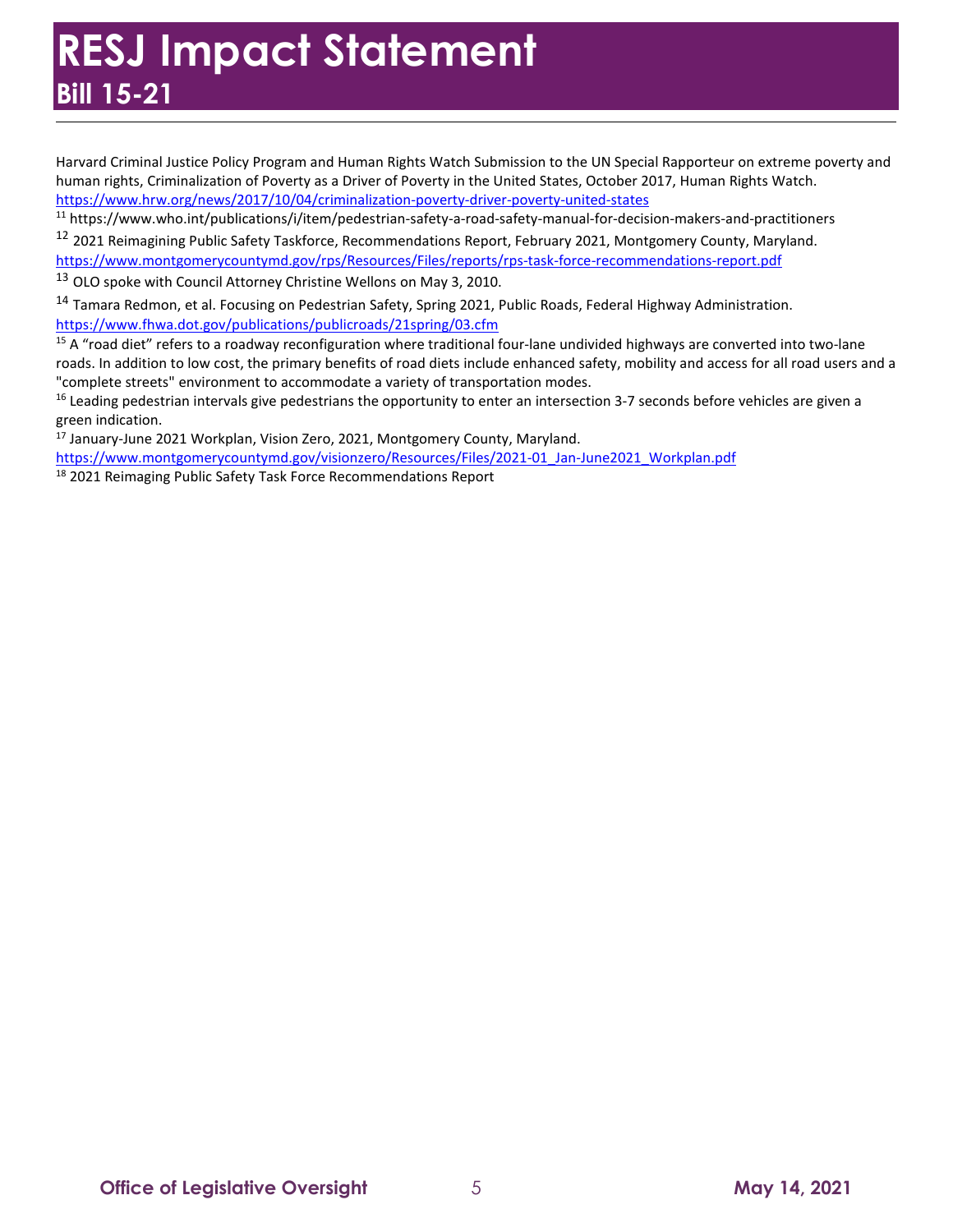Harvard Criminal Justice Policy Program and Human Rights Watch Submission to the UN Special Rapporteur on extreme poverty and human rights, Criminalization of Poverty as a Driver of Poverty in the United States, October 2017, Human Rights Watch. https://www.hrw.org/news/2017/10/04/criminalization-poverty-driver-poverty-united-states

[11] https://www.who.int/publications/i/item/pedestrian-safety-a-road-safety-manual-for-decision-makers-and-practitioners

[12] 2021 Reimagining Public Safety Taskforce, Recommendations Report, February 2021, Montgomery County, Maryland. https://www.montgomerycountymd.gov/rps/Resources/Files/reports/rps-task-force-recommendations-report.pdf

[13] OLO spoke with Council Attorney Christine Wellons on May 3, 2010.

[14] Tamara Redmon, et al. Focusing on Pedestrian Safety, Spring 2021, Public Roads, Federal Highway Administration. https://www.fhwa.dot.gov/publications/publicroads/21spring/03.cfm

[15] A "road diet" refers to a roadway reconfiguration where traditional four-lane undivided highways are converted into two-lane roads. In addition to low cost, the primary benefits of road diets include enhanced safety, mobility and access for all road users and a "complete streets" environment to accommodate a variety of transportation modes.

[16] Leading pedestrian intervals give pedestrians the opportunity to enter an intersection 3-7 seconds before vehicles are given a green indication.

[17] January-June 2021 Workplan, Vision Zero, 2021, Montgomery County, Maryland. https://www.montgomerycountymd.gov/visionzero/Resources/Files/2021-01_Jan-June2021_Workplan.pdf

[18] 2021 Reimaging Public Safety Task Force Recommendations Report